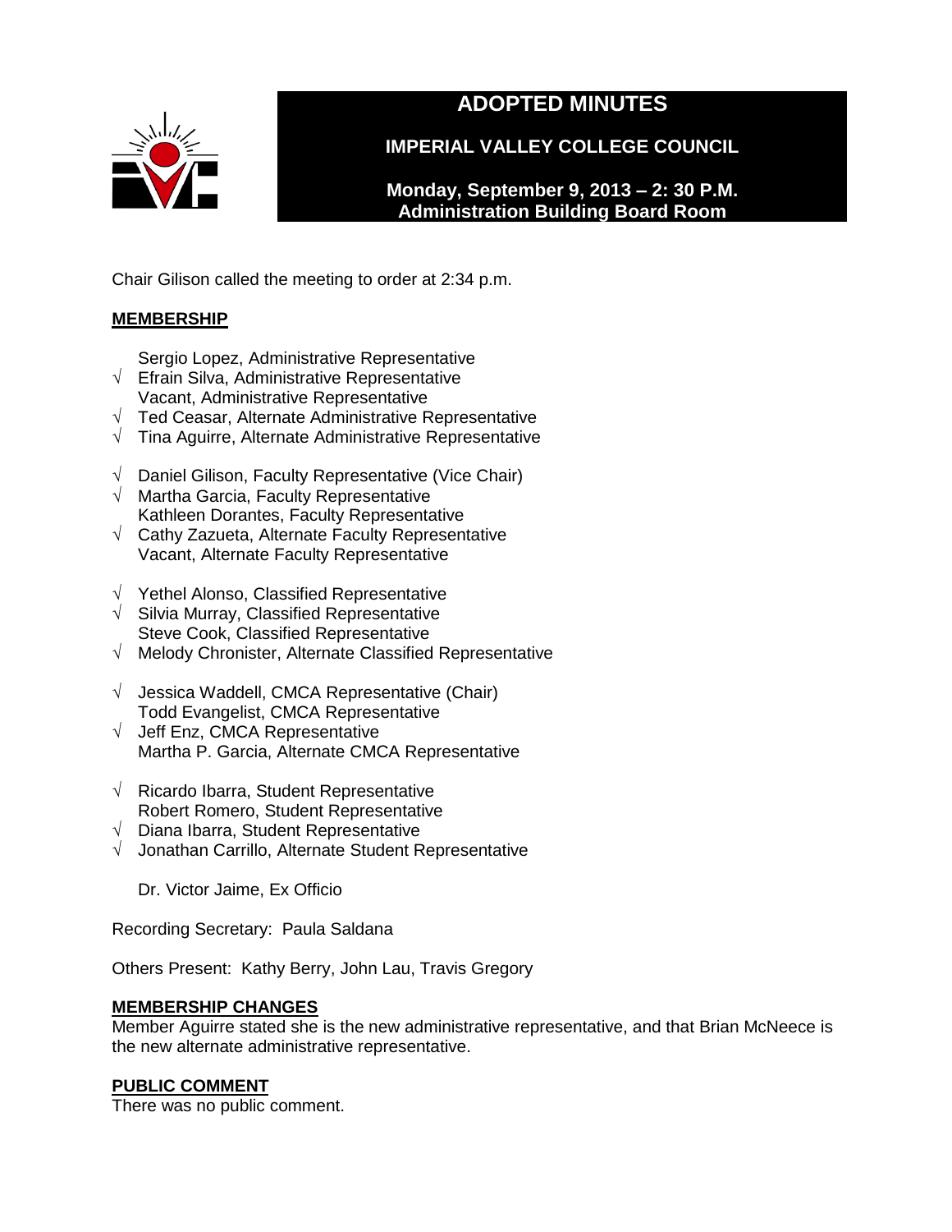# ADOPTED MINUTES

## IMPERIAL VALLEY COLLEGE COUNCIL

**Monday, September 9, 2013 – 2: 30 P.M.**
**Administration Building Board Room**

Chair Gilison called the meeting to order at 2:34 p.m.

**MEMBERSHIP**

Sergio Lopez, Administrative Representative
√ Efrain Silva, Administrative Representative
Vacant, Administrative Representative
√ Ted Ceasar, Alternate Administrative Representative
√ Tina Aguirre, Alternate Administrative Representative

√ Daniel Gilison, Faculty Representative (Vice Chair)
√ Martha Garcia, Faculty Representative
Kathleen Dorantes, Faculty Representative
√ Cathy Zazueta, Alternate Faculty Representative
Vacant, Alternate Faculty Representative

√ Yethel Alonso, Classified Representative
√ Silvia Murray, Classified Representative
Steve Cook, Classified Representative
√ Melody Chronister, Alternate Classified Representative

√ Jessica Waddell, CMCA Representative (Chair)
Todd Evangelist, CMCA Representative
√ Jeff Enz, CMCA Representative
Martha P. Garcia, Alternate CMCA Representative

√ Ricardo Ibarra, Student Representative
Robert Romero, Student Representative
√ Diana Ibarra, Student Representative
√ Jonathan Carrillo, Alternate Student Representative

Dr. Victor Jaime, Ex Officio

Recording Secretary: Paula Saldana

Others Present: Kathy Berry, John Lau, Travis Gregory

**MEMBERSHIP CHANGES**

Member Aguirre stated she is the new administrative representative, and that Brian McNeece is the new alternate administrative representative.

**PUBLIC COMMENT**

There was no public comment.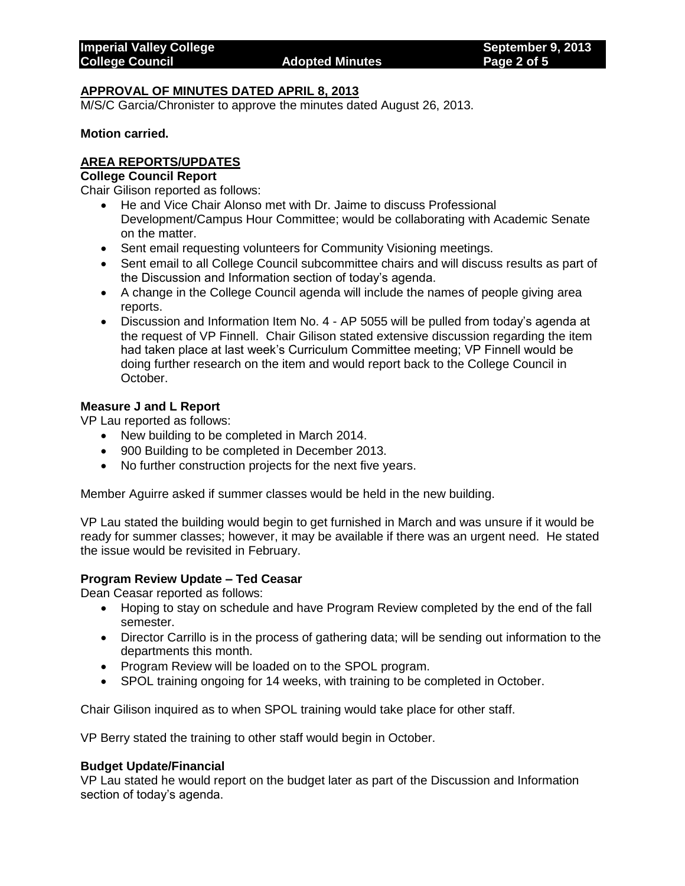## APPROVAL OF MINUTES DATED APRIL 8, 2013

M/S/C Garcia/Chronister to approve the minutes dated August 26, 2013.

**Motion carried.**

## AREA REPORTS/UPDATES

### College Council Report

Chair Gilison reported as follows:

- He and Vice Chair Alonso met with Dr. Jaime to discuss Professional Development/Campus Hour Committee; would be collaborating with Academic Senate on the matter.
- Sent email requesting volunteers for Community Visioning meetings.
- Sent email to all College Council subcommittee chairs and will discuss results as part of the Discussion and Information section of today's agenda.
- A change in the College Council agenda will include the names of people giving area reports.
- Discussion and Information Item No. 4 - AP 5055 will be pulled from today's agenda at the request of VP Finnell. Chair Gilison stated extensive discussion regarding the item had taken place at last week's Curriculum Committee meeting; VP Finnell would be doing further research on the item and would report back to the College Council in October.

### Measure J and L Report

VP Lau reported as follows:

- New building to be completed in March 2014.
- 900 Building to be completed in December 2013.
- No further construction projects for the next five years.

Member Aguirre asked if summer classes would be held in the new building.

VP Lau stated the building would begin to get furnished in March and was unsure if it would be ready for summer classes; however, it may be available if there was an urgent need. He stated the issue would be revisited in February.

### Program Review Update – Ted Ceasar

Dean Ceasar reported as follows:

- Hoping to stay on schedule and have Program Review completed by the end of the fall semester.
- Director Carrillo is in the process of gathering data; will be sending out information to the departments this month.
- Program Review will be loaded on to the SPOL program.
- SPOL training ongoing for 14 weeks, with training to be completed in October.

Chair Gilison inquired as to when SPOL training would take place for other staff.

VP Berry stated the training to other staff would begin in October.

### Budget Update/Financial

VP Lau stated he would report on the budget later as part of the Discussion and Information section of today's agenda.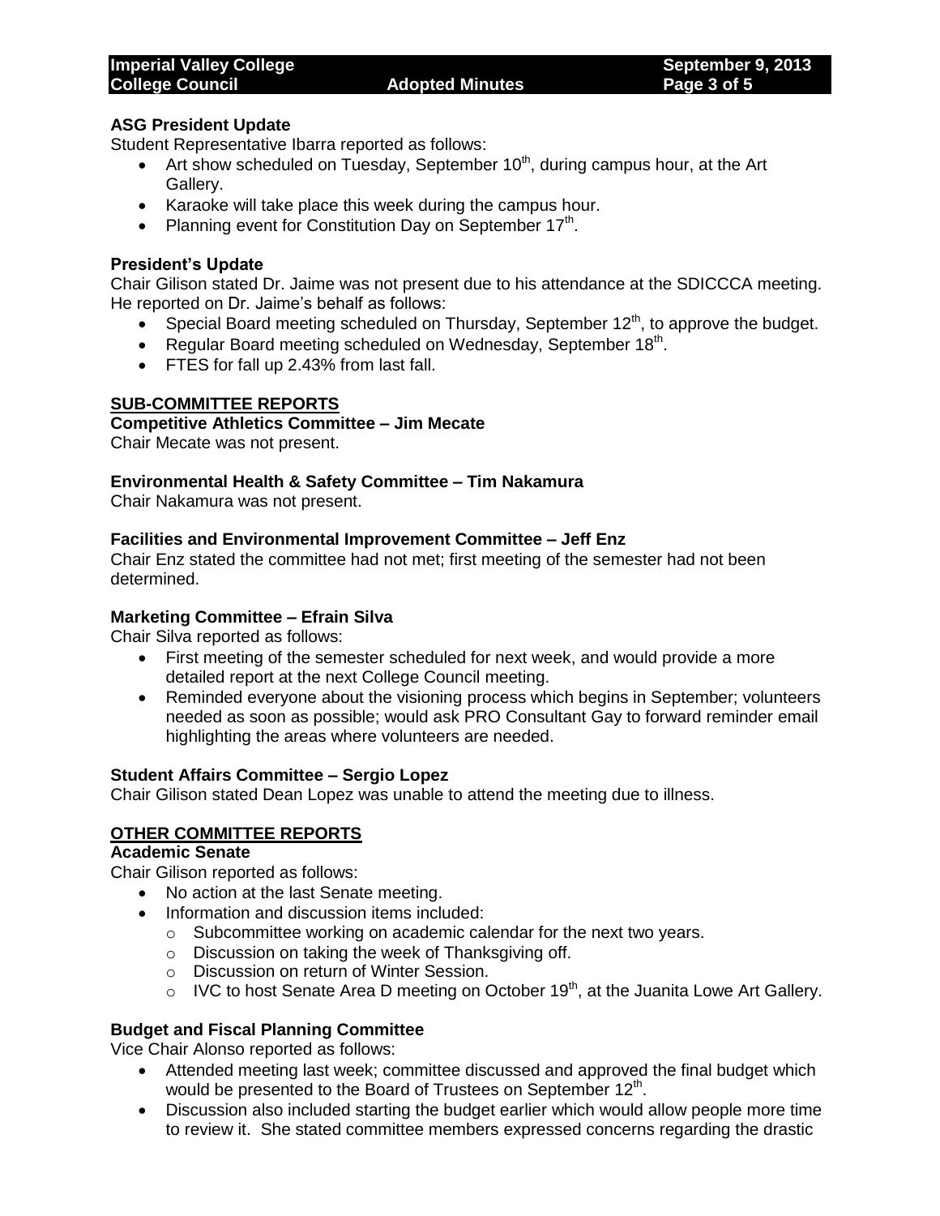### ASG President Update

Student Representative Ibarra reported as follows:

- Art show scheduled on Tuesday, September 10th, during campus hour, at the Art Gallery.
- Karaoke will take place this week during the campus hour.
- Planning event for Constitution Day on September 17th.

### President's Update

Chair Gilison stated Dr. Jaime was not present due to his attendance at the SDICCCA meeting. He reported on Dr. Jaime's behalf as follows:

- Special Board meeting scheduled on Thursday, September 12th, to approve the budget.
- Regular Board meeting scheduled on Wednesday, September 18th.
- FTES for fall up 2.43% from last fall.

## SUB-COMMITTEE REPORTS

### Competitive Athletics Committee – Jim Mecate

Chair Mecate was not present.

### Environmental Health & Safety Committee – Tim Nakamura

Chair Nakamura was not present.

### Facilities and Environmental Improvement Committee – Jeff Enz

Chair Enz stated the committee had not met; first meeting of the semester had not been determined.

### Marketing Committee – Efrain Silva

Chair Silva reported as follows:

- First meeting of the semester scheduled for next week, and would provide a more detailed report at the next College Council meeting.
- Reminded everyone about the visioning process which begins in September; volunteers needed as soon as possible; would ask PRO Consultant Gay to forward reminder email highlighting the areas where volunteers are needed.

### Student Affairs Committee – Sergio Lopez

Chair Gilison stated Dean Lopez was unable to attend the meeting due to illness.

## OTHER COMMITTEE REPORTS

### Academic Senate

Chair Gilison reported as follows:

- No action at the last Senate meeting.
- Information and discussion items included:
  - Subcommittee working on academic calendar for the next two years.
  - Discussion on taking the week of Thanksgiving off.
  - Discussion on return of Winter Session.
  - IVC to host Senate Area D meeting on October 19th, at the Juanita Lowe Art Gallery.

### Budget and Fiscal Planning Committee

Vice Chair Alonso reported as follows:

- Attended meeting last week; committee discussed and approved the final budget which would be presented to the Board of Trustees on September 12th.
- Discussion also included starting the budget earlier which would allow people more time to review it. She stated committee members expressed concerns regarding the drastic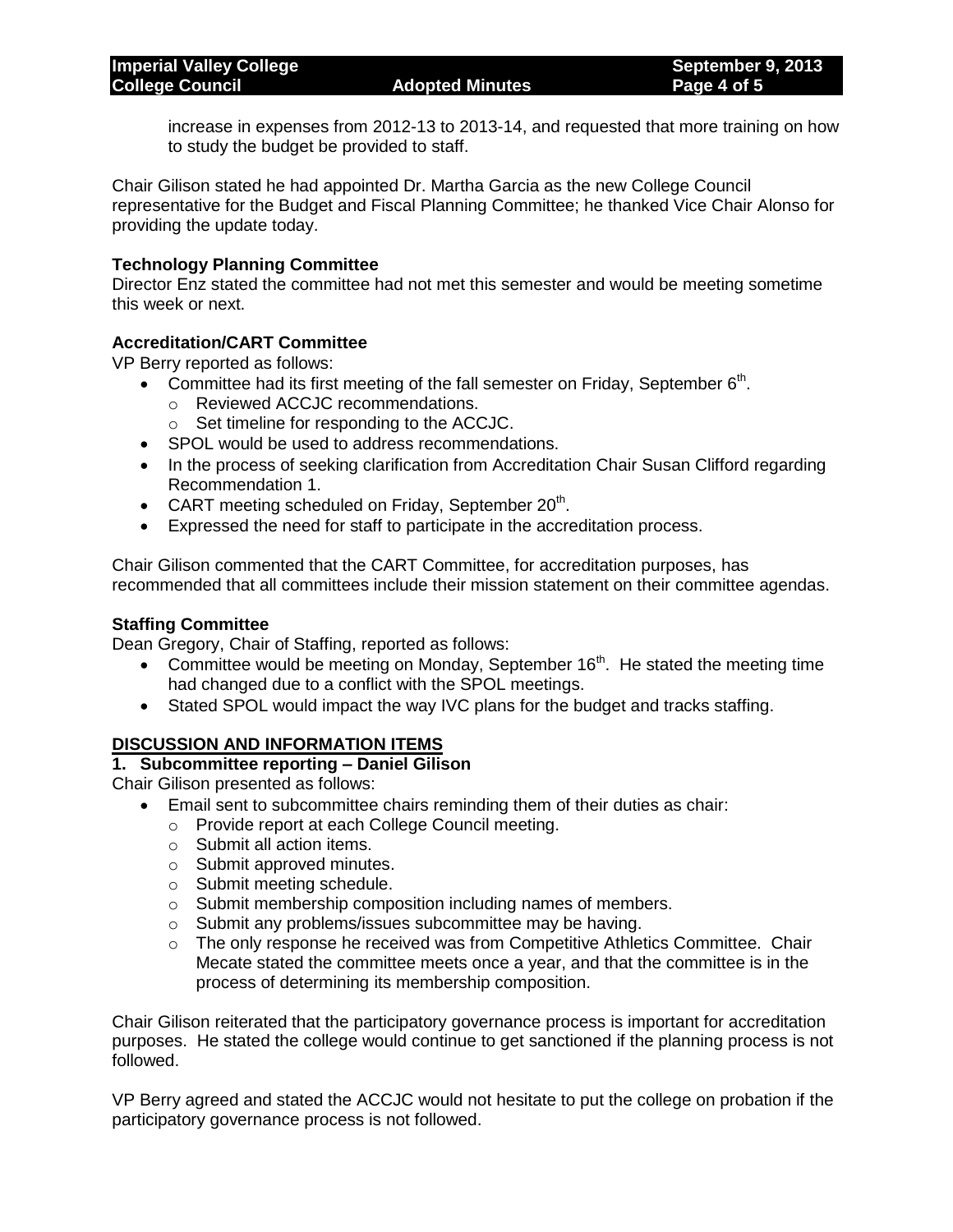increase in expenses from 2012-13 to 2013-14, and requested that more training on how to study the budget be provided to staff.

Chair Gilison stated he had appointed Dr. Martha Garcia as the new College Council representative for the Budget and Fiscal Planning Committee; he thanked Vice Chair Alonso for providing the update today.

**Technology Planning Committee**
Director Enz stated the committee had not met this semester and would be meeting sometime this week or next.

**Accreditation/CART Committee**
VP Berry reported as follows:

- Committee had its first meeting of the fall semester on Friday, September 6th.
  - Reviewed ACCJC recommendations.
  - Set timeline for responding to the ACCJC.
- SPOL would be used to address recommendations.
- In the process of seeking clarification from Accreditation Chair Susan Clifford regarding Recommendation 1.
- CART meeting scheduled on Friday, September 20th.
- Expressed the need for staff to participate in the accreditation process.

Chair Gilison commented that the CART Committee, for accreditation purposes, has recommended that all committees include their mission statement on their committee agendas.

**Staffing Committee**
Dean Gregory, Chair of Staffing, reported as follows:

- Committee would be meeting on Monday, September 16th. He stated the meeting time had changed due to a conflict with the SPOL meetings.
- Stated SPOL would impact the way IVC plans for the budget and tracks staffing.

## DISCUSSION AND INFORMATION ITEMS

**1. Subcommittee reporting – Daniel Gilison**
Chair Gilison presented as follows:

- Email sent to subcommittee chairs reminding them of their duties as chair:
  - Provide report at each College Council meeting.
  - Submit all action items.
  - Submit approved minutes.
  - Submit meeting schedule.
  - Submit membership composition including names of members.
  - Submit any problems/issues subcommittee may be having.
  - The only response he received was from Competitive Athletics Committee. Chair Mecate stated the committee meets once a year, and that the committee is in the process of determining its membership composition.

Chair Gilison reiterated that the participatory governance process is important for accreditation purposes. He stated the college would continue to get sanctioned if the planning process is not followed.

VP Berry agreed and stated the ACCJC would not hesitate to put the college on probation if the participatory governance process is not followed.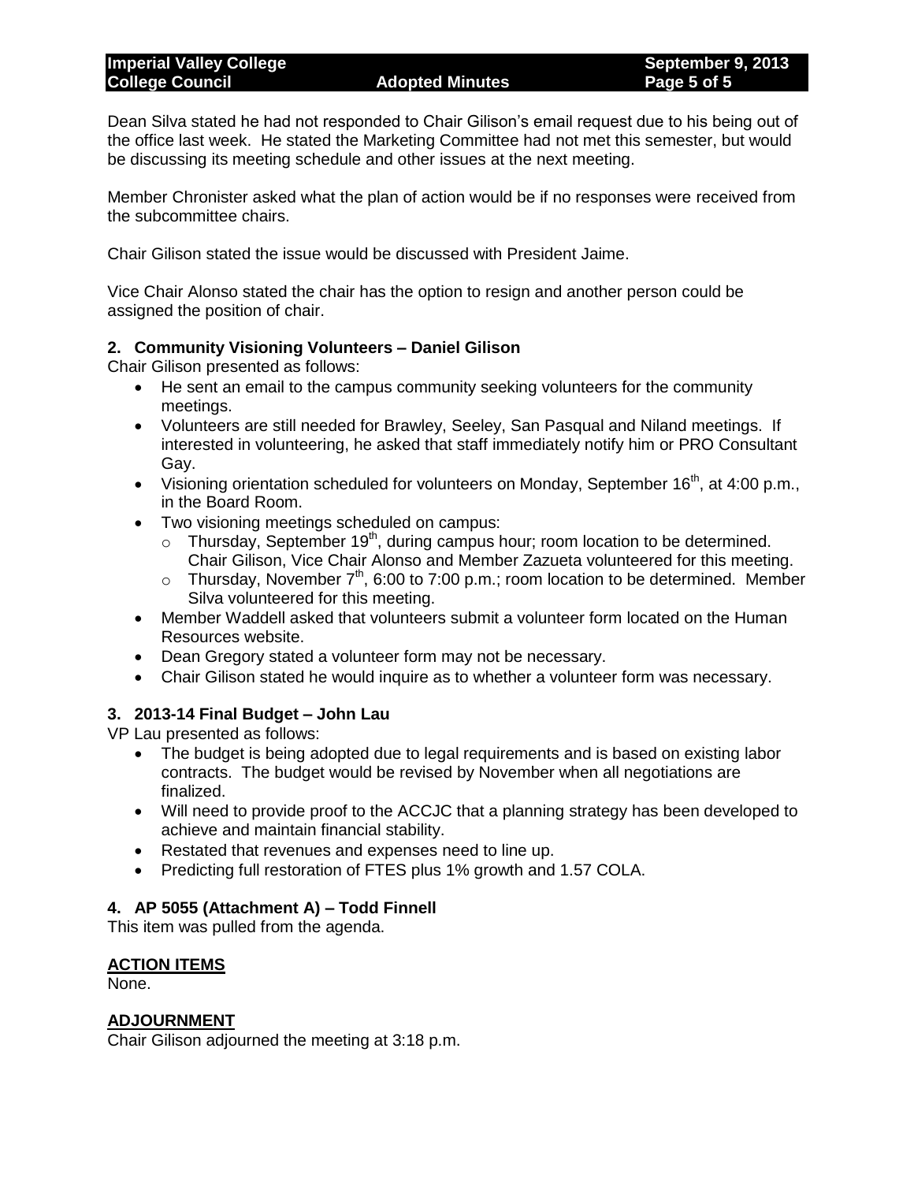Dean Silva stated he had not responded to Chair Gilison's email request due to his being out of the office last week. He stated the Marketing Committee had not met this semester, but would be discussing its meeting schedule and other issues at the next meeting.

Member Chronister asked what the plan of action would be if no responses were received from the subcommittee chairs.

Chair Gilison stated the issue would be discussed with President Jaime.

Vice Chair Alonso stated the chair has the option to resign and another person could be assigned the position of chair.

**2. Community Visioning Volunteers – Daniel Gilison**

Chair Gilison presented as follows:

- He sent an email to the campus community seeking volunteers for the community meetings.
- Volunteers are still needed for Brawley, Seeley, San Pasqual and Niland meetings. If interested in volunteering, he asked that staff immediately notify him or PRO Consultant Gay.
- Visioning orientation scheduled for volunteers on Monday, September 16th, at 4:00 p.m., in the Board Room.
- Two visioning meetings scheduled on campus:
  - Thursday, September 19th, during campus hour; room location to be determined. Chair Gilison, Vice Chair Alonso and Member Zazueta volunteered for this meeting.
  - Thursday, November 7th, 6:00 to 7:00 p.m.; room location to be determined. Member Silva volunteered for this meeting.
- Member Waddell asked that volunteers submit a volunteer form located on the Human Resources website.
- Dean Gregory stated a volunteer form may not be necessary.
- Chair Gilison stated he would inquire as to whether a volunteer form was necessary.

**3. 2013-14 Final Budget – John Lau**

VP Lau presented as follows:

- The budget is being adopted due to legal requirements and is based on existing labor contracts. The budget would be revised by November when all negotiations are finalized.
- Will need to provide proof to the ACCJC that a planning strategy has been developed to achieve and maintain financial stability.
- Restated that revenues and expenses need to line up.
- Predicting full restoration of FTES plus 1% growth and 1.57 COLA.

**4. AP 5055 (Attachment A) – Todd Finnell**

This item was pulled from the agenda.

**ACTION ITEMS**

None.

**ADJOURNMENT**

Chair Gilison adjourned the meeting at 3:18 p.m.